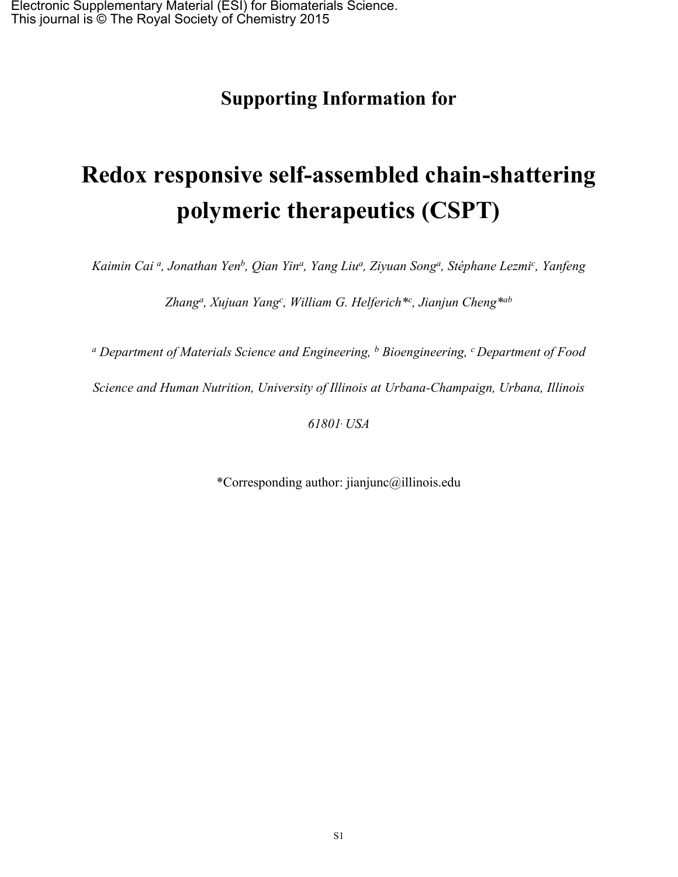Electronic Supplementary Material (ESI) for Biomaterials Science.
This journal is © The Royal Society of Chemistry 2015

# Supporting Information for

# Redox responsive self-assembled chain-shattering polymeric therapeutics (CSPT)

*Kaimin Cai [a], Jonathan Yen[b], Qian Yin[a], Yang Liu[a], Ziyuan Song[a], Stéphane Lezmi[c], Yanfeng Zhang[a], Xujuan Yang[c], William G. Helferich*[c], Jianjun Cheng*[ab]*

*[a] Department of Materials Science and Engineering, [b] Bioengineering, [c] Department of Food Science and Human Nutrition, University of Illinois at Urbana-Champaign, Urbana, Illinois 61801, USA*

*Corresponding author: jianjunc@illinois.edu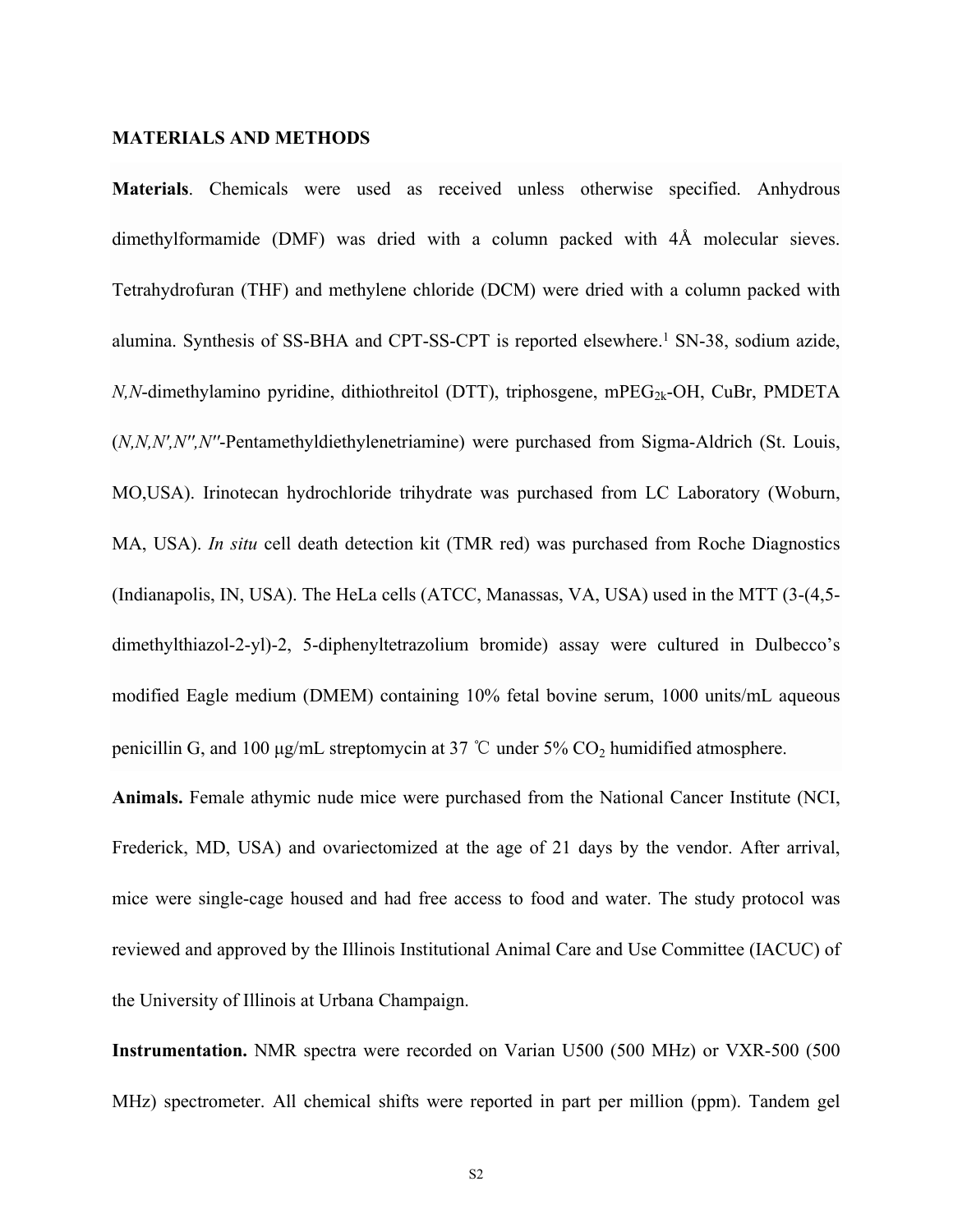## MATERIALS AND METHODS

**Materials**. Chemicals were used as received unless otherwise specified. Anhydrous dimethylformamide (DMF) was dried with a column packed with 4Å molecular sieves. Tetrahydrofuran (THF) and methylene chloride (DCM) were dried with a column packed with alumina. Synthesis of SS-BHA and CPT-SS-CPT is reported elsewhere.[1] SN-38, sodium azide, *N,N*-dimethylamino pyridine, dithiothreitol (DTT), triphosgene, mPEG$_{2k}$-OH, CuBr, PMDETA (*N,N,N',N'',N''*-Pentamethyldiethylenetriamine) were purchased from Sigma-Aldrich (St. Louis, MO,USA). Irinotecan hydrochloride trihydrate was purchased from LC Laboratory (Woburn, MA, USA). *In situ* cell death detection kit (TMR red) was purchased from Roche Diagnostics (Indianapolis, IN, USA). The HeLa cells (ATCC, Manassas, VA, USA) used in the MTT (3-(4,5-dimethylthiazol-2-yl)-2, 5-diphenyltetrazolium bromide) assay were cultured in Dulbecco's modified Eagle medium (DMEM) containing 10% fetal bovine serum, 1000 units/mL aqueous penicillin G, and 100 μg/mL streptomycin at 37 ℃ under 5% $CO_2$ humidified atmosphere.

**Animals.** Female athymic nude mice were purchased from the National Cancer Institute (NCI, Frederick, MD, USA) and ovariectomized at the age of 21 days by the vendor. After arrival, mice were single-cage housed and had free access to food and water. The study protocol was reviewed and approved by the Illinois Institutional Animal Care and Use Committee (IACUC) of the University of Illinois at Urbana Champaign.

**Instrumentation.** NMR spectra were recorded on Varian U500 (500 MHz) or VXR-500 (500 MHz) spectrometer. All chemical shifts were reported in part per million (ppm). Tandem gel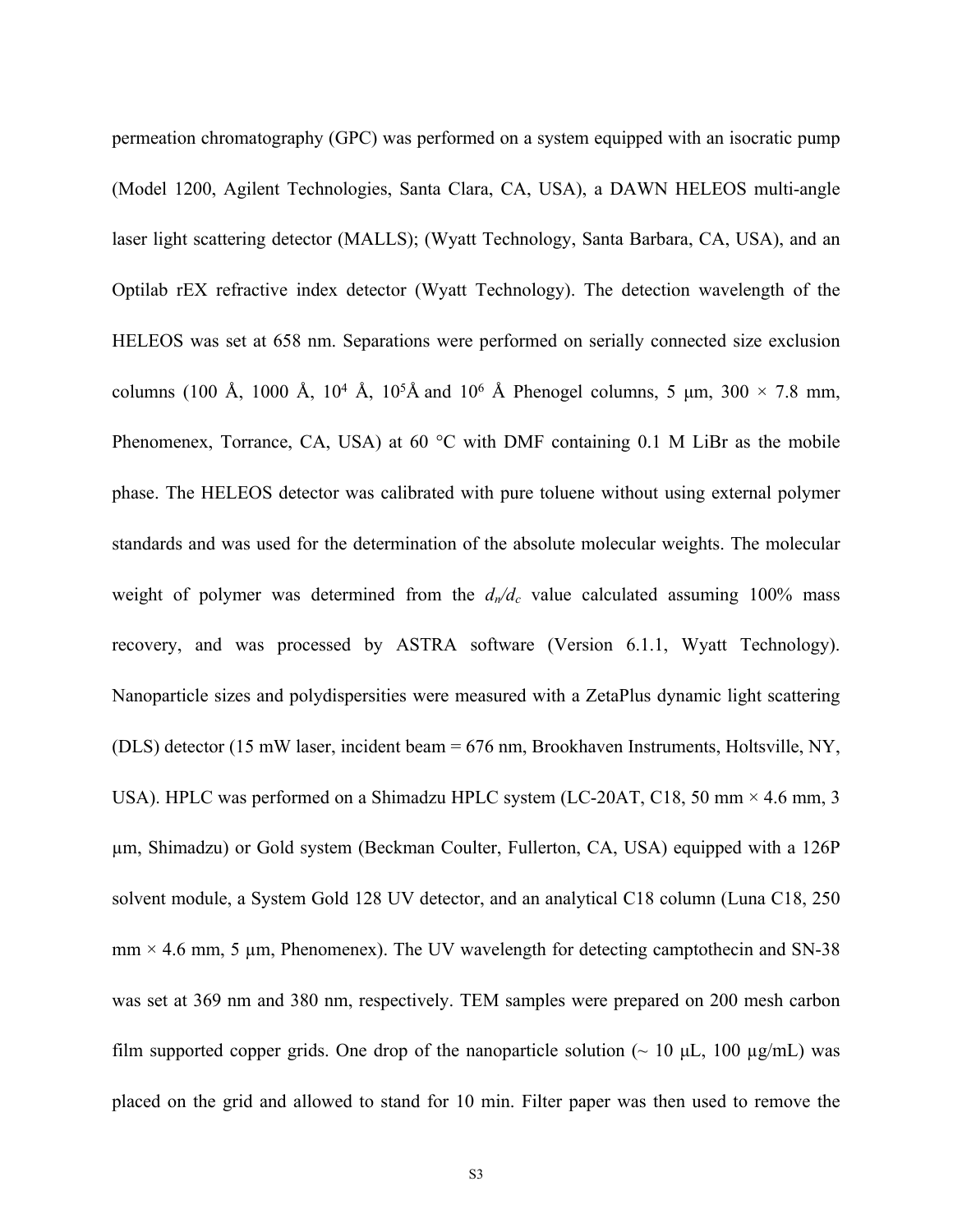permeation chromatography (GPC) was performed on a system equipped with an isocratic pump (Model 1200, Agilent Technologies, Santa Clara, CA, USA), a DAWN HELEOS multi-angle laser light scattering detector (MALLS); (Wyatt Technology, Santa Barbara, CA, USA), and an Optilab rEX refractive index detector (Wyatt Technology). The detection wavelength of the HELEOS was set at 658 nm. Separations were performed on serially connected size exclusion columns (100 Å, 1000 Å, $10^4$ Å, $10^5$Å and $10^6$ Å Phenogel columns, 5 μm, 300 × 7.8 mm, Phenomenex, Torrance, CA, USA) at 60 °C with DMF containing 0.1 M LiBr as the mobile phase. The HELEOS detector was calibrated with pure toluene without using external polymer standards and was used for the determination of the absolute molecular weights. The molecular weight of polymer was determined from the $d_n/d_c$ value calculated assuming 100% mass recovery, and was processed by ASTRA software (Version 6.1.1, Wyatt Technology). Nanoparticle sizes and polydispersities were measured with a ZetaPlus dynamic light scattering (DLS) detector (15 mW laser, incident beam = 676 nm, Brookhaven Instruments, Holtsville, NY, USA). HPLC was performed on a Shimadzu HPLC system (LC-20AT, C18, 50 mm × 4.6 mm, 3 μm, Shimadzu) or Gold system (Beckman Coulter, Fullerton, CA, USA) equipped with a 126P solvent module, a System Gold 128 UV detector, and an analytical C18 column (Luna C18, 250 mm × 4.6 mm, 5 μm, Phenomenex). The UV wavelength for detecting camptothecin and SN-38 was set at 369 nm and 380 nm, respectively. TEM samples were prepared on 200 mesh carbon film supported copper grids. One drop of the nanoparticle solution (~ 10 μL, 100 μg/mL) was placed on the grid and allowed to stand for 10 min. Filter paper was then used to remove the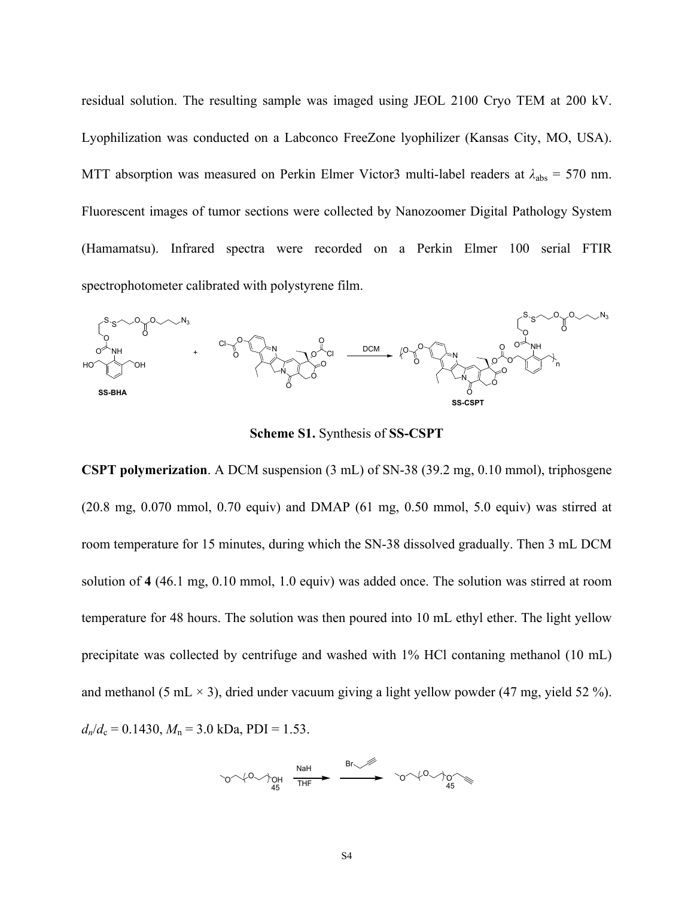residual solution. The resulting sample was imaged using JEOL 2100 Cryo TEM at 200 kV. Lyophilization was conducted on a Labconco FreeZone lyophilizer (Kansas City, MO, USA). MTT absorption was measured on Perkin Elmer Victor3 multi-label readers at $\lambda_{abs}$ = 570 nm. Fluorescent images of tumor sections were collected by Nanozoomer Digital Pathology System (Hamamatsu). Infrared spectra were recorded on a Perkin Elmer 100 serial FTIR spectrophotometer calibrated with polystyrene film.

**Scheme S1.** Synthesis of **SS-CSPT**

**CSPT polymerization**. A DCM suspension (3 mL) of SN-38 (39.2 mg, 0.10 mmol), triphosgene (20.8 mg, 0.070 mmol, 0.70 equiv) and DMAP (61 mg, 0.50 mmol, 5.0 equiv) was stirred at room temperature for 15 minutes, during which the SN-38 dissolved gradually. Then 3 mL DCM solution of **4** (46.1 mg, 0.10 mmol, 1.0 equiv) was added once. The solution was stirred at room temperature for 48 hours. The solution was then poured into 10 mL ethyl ether. The light yellow precipitate was collected by centrifuge and washed with 1% HCl contaning methanol (10 mL) and methanol (5 mL × 3), dried under vacuum giving a light yellow powder (47 mg, yield 52 %). $d_n/d_c$ = 0.1430, $M_n$ = 3.0 kDa, PDI = 1.53.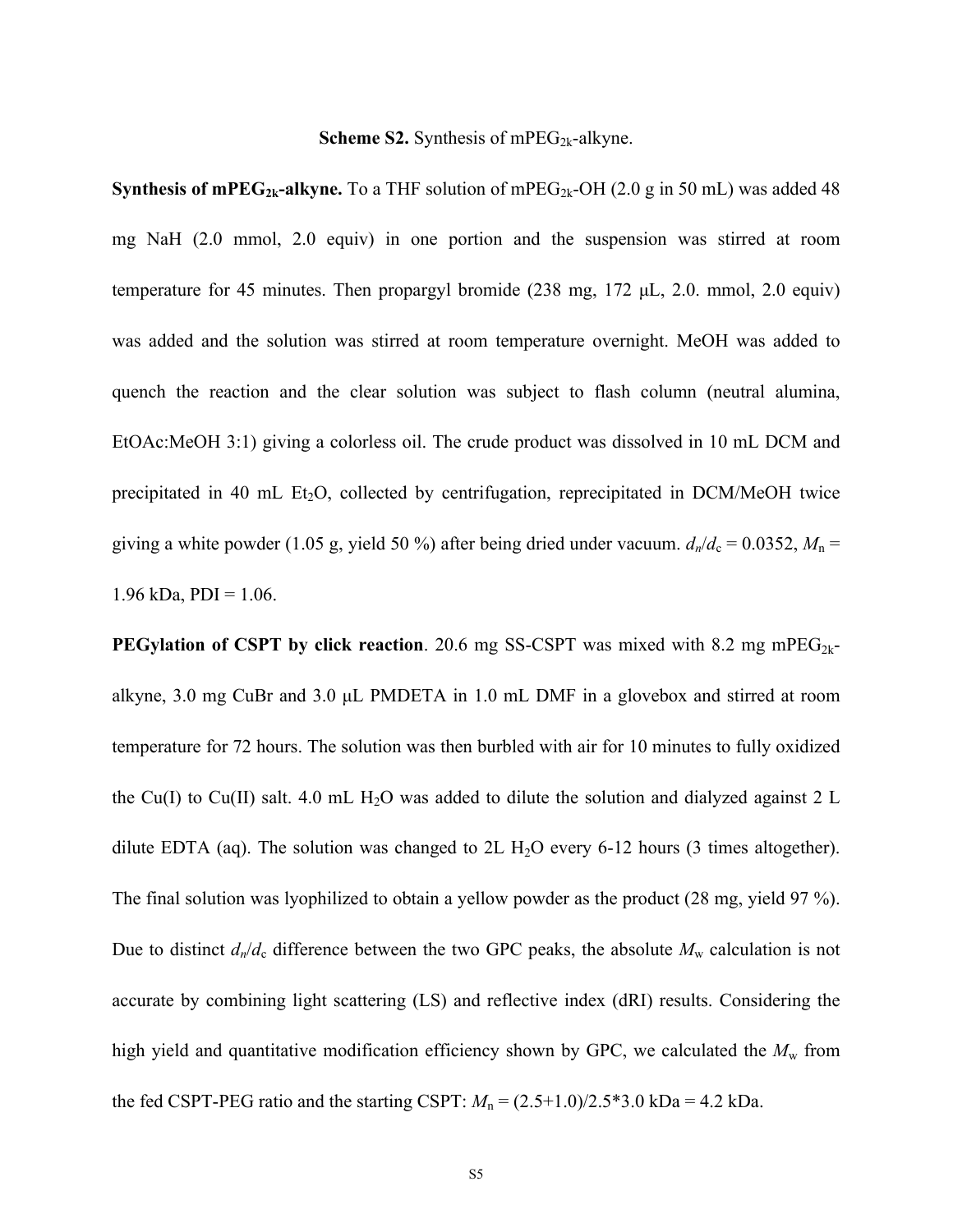**Scheme S2.** Synthesis of $mPEG_{2k}$-alkyne.

**Synthesis of $mPEG_{2k}$-alkyne.** To a THF solution of $mPEG_{2k}$-OH (2.0 g in 50 mL) was added 48 mg NaH (2.0 mmol, 2.0 equiv) in one portion and the suspension was stirred at room temperature for 45 minutes. Then propargyl bromide (238 mg, 172 μL, 2.0. mmol, 2.0 equiv) was added and the solution was stirred at room temperature overnight. MeOH was added to quench the reaction and the clear solution was subject to flash column (neutral alumina, EtOAc:MeOH 3:1) giving a colorless oil. The crude product was dissolved in 10 mL DCM and precipitated in 40 mL $Et_2O$, collected by centrifugation, reprecipitated in DCM/MeOH twice giving a white powder (1.05 g, yield 50 %) after being dried under vacuum. $d_n/d_c = 0.0352$, $M_n$ = 1.96 kDa, PDI = 1.06.

**PEGylation of CSPT by click reaction**. 20.6 mg SS-CSPT was mixed with 8.2 mg $mPEG_{2k}$-alkyne, 3.0 mg CuBr and 3.0 μL PMDETA in 1.0 mL DMF in a glovebox and stirred at room temperature for 72 hours. The solution was then burbled with air for 10 minutes to fully oxidized the Cu(I) to Cu(II) salt. 4.0 mL $H_2O$ was added to dilute the solution and dialyzed against 2 L dilute EDTA (aq). The solution was changed to 2L $H_2O$ every 6-12 hours (3 times altogether). The final solution was lyophilized to obtain a yellow powder as the product (28 mg, yield 97 %). Due to distinct $d_n/d_c$ difference between the two GPC peaks, the absolute $M_w$ calculation is not accurate by combining light scattering (LS) and reflective index (dRI) results. Considering the high yield and quantitative modification efficiency shown by GPC, we calculated the $M_w$ from the fed CSPT-PEG ratio and the starting CSPT: $M_n = (2.5+1.0)/2.5*3.0$ kDa = 4.2 kDa.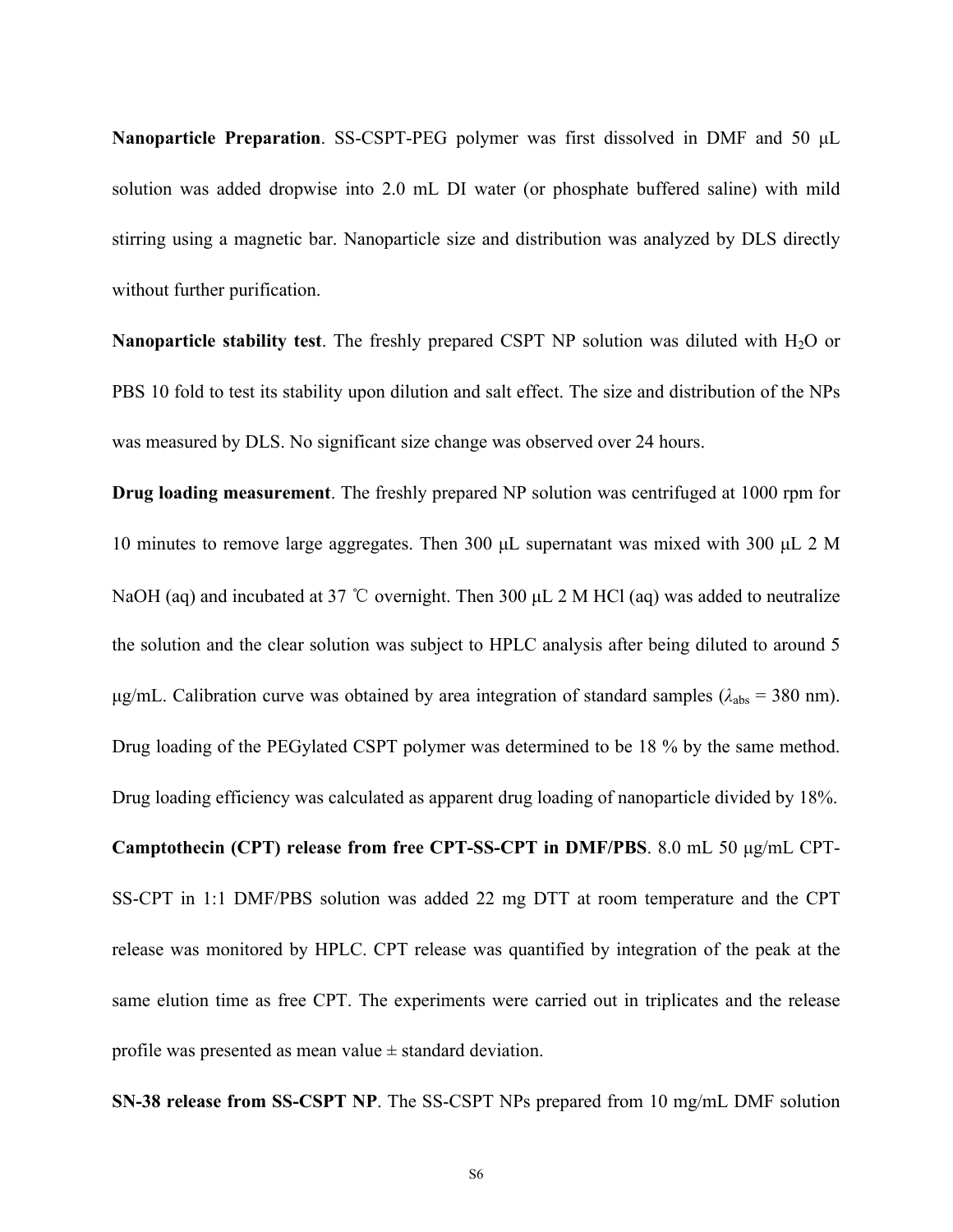**Nanoparticle Preparation**. SS-CSPT-PEG polymer was first dissolved in DMF and 50 μL solution was added dropwise into 2.0 mL DI water (or phosphate buffered saline) with mild stirring using a magnetic bar. Nanoparticle size and distribution was analyzed by DLS directly without further purification.

**Nanoparticle stability test**. The freshly prepared CSPT NP solution was diluted with $H_2O$ or PBS 10 fold to test its stability upon dilution and salt effect. The size and distribution of the NPs was measured by DLS. No significant size change was observed over 24 hours.

**Drug loading measurement**. The freshly prepared NP solution was centrifuged at 1000 rpm for 10 minutes to remove large aggregates. Then 300 μL supernatant was mixed with 300 μL 2 M NaOH (aq) and incubated at 37 ℃ overnight. Then 300 μL 2 M HCl (aq) was added to neutralize the solution and the clear solution was subject to HPLC analysis after being diluted to around 5 μg/mL. Calibration curve was obtained by area integration of standard samples ($\lambda_{abs}$ = 380 nm). Drug loading of the PEGylated CSPT polymer was determined to be 18 % by the same method. Drug loading efficiency was calculated as apparent drug loading of nanoparticle divided by 18%.

**Camptothecin (CPT) release from free CPT-SS-CPT in DMF/PBS**. 8.0 mL 50 μg/mL CPT-SS-CPT in 1:1 DMF/PBS solution was added 22 mg DTT at room temperature and the CPT release was monitored by HPLC. CPT release was quantified by integration of the peak at the same elution time as free CPT. The experiments were carried out in triplicates and the release profile was presented as mean value ± standard deviation.

**SN-38 release from SS-CSPT NP**. The SS-CSPT NPs prepared from 10 mg/mL DMF solution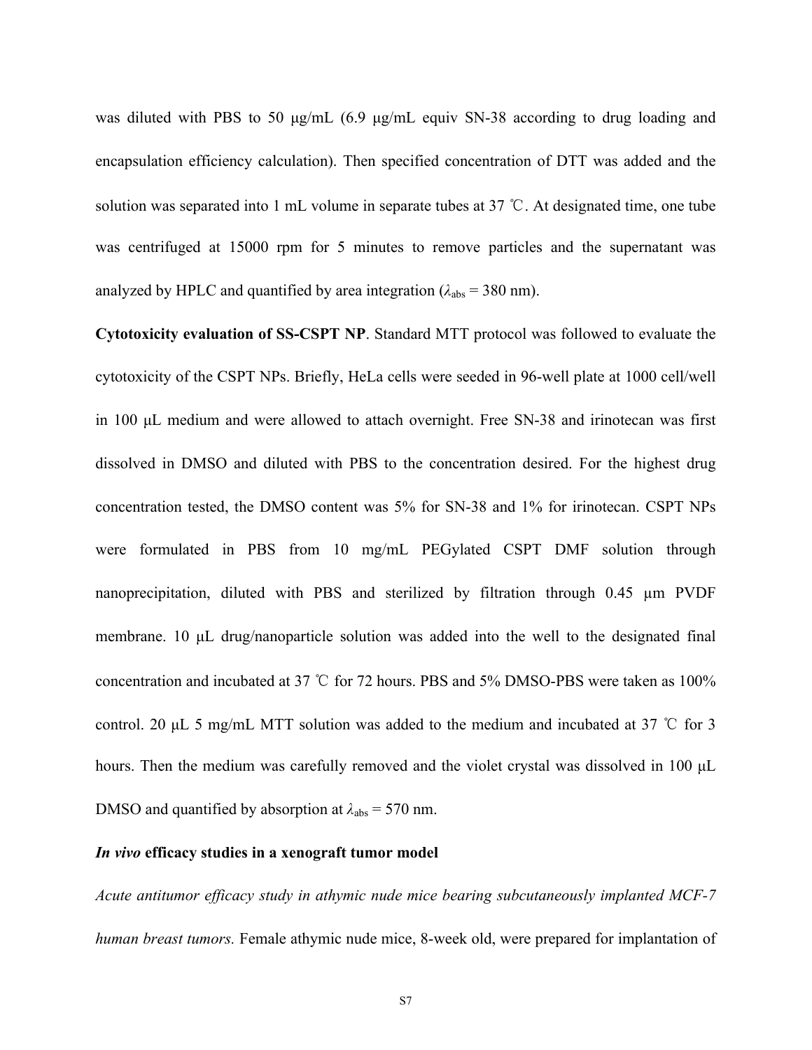was diluted with PBS to 50 μg/mL (6.9 μg/mL equiv SN-38 according to drug loading and encapsulation efficiency calculation). Then specified concentration of DTT was added and the solution was separated into 1 mL volume in separate tubes at 37 ℃. At designated time, one tube was centrifuged at 15000 rpm for 5 minutes to remove particles and the supernatant was analyzed by HPLC and quantified by area integration ($\lambda_{abs}$ = 380 nm).

**Cytotoxicity evaluation of SS-CSPT NP**. Standard MTT protocol was followed to evaluate the cytotoxicity of the CSPT NPs. Briefly, HeLa cells were seeded in 96-well plate at 1000 cell/well in 100 μL medium and were allowed to attach overnight. Free SN-38 and irinotecan was first dissolved in DMSO and diluted with PBS to the concentration desired. For the highest drug concentration tested, the DMSO content was 5% for SN-38 and 1% for irinotecan. CSPT NPs were formulated in PBS from 10 mg/mL PEGylated CSPT DMF solution through nanoprecipitation, diluted with PBS and sterilized by filtration through 0.45 μm PVDF membrane. 10 μL drug/nanoparticle solution was added into the well to the designated final concentration and incubated at 37 ℃ for 72 hours. PBS and 5% DMSO-PBS were taken as 100% control. 20 μL 5 mg/mL MTT solution was added to the medium and incubated at 37 ℃ for 3 hours. Then the medium was carefully removed and the violet crystal was dissolved in 100 μL DMSO and quantified by absorption at $\lambda_{abs}$ = 570 nm.

***In vivo* efficacy studies in a xenograft tumor model**

*Acute antitumor efficacy study in athymic nude mice bearing subcutaneously implanted MCF-7 human breast tumors.* Female athymic nude mice, 8-week old, were prepared for implantation of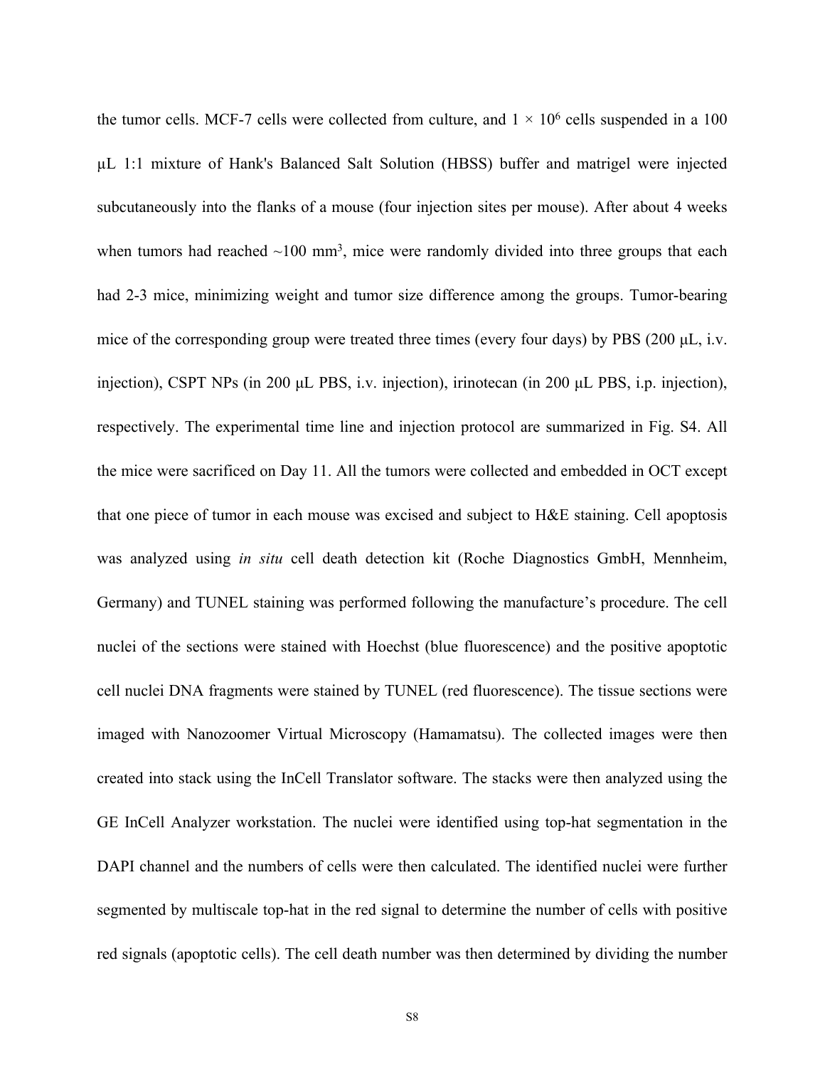the tumor cells. MCF-7 cells were collected from culture, and $1 \times 10^6$ cells suspended in a 100 μL 1:1 mixture of Hank's Balanced Salt Solution (HBSS) buffer and matrigel were injected subcutaneously into the flanks of a mouse (four injection sites per mouse). After about 4 weeks when tumors had reached ~100 $mm^3$, mice were randomly divided into three groups that each had 2-3 mice, minimizing weight and tumor size difference among the groups. Tumor-bearing mice of the corresponding group were treated three times (every four days) by PBS (200 μL, i.v. injection), CSPT NPs (in 200 μL PBS, i.v. injection), irinotecan (in 200 μL PBS, i.p. injection), respectively. The experimental time line and injection protocol are summarized in Fig. S4. All the mice were sacrificed on Day 11. All the tumors were collected and embedded in OCT except that one piece of tumor in each mouse was excised and subject to H&E staining. Cell apoptosis was analyzed using *in situ* cell death detection kit (Roche Diagnostics GmbH, Mennheim, Germany) and TUNEL staining was performed following the manufacture's procedure. The cell nuclei of the sections were stained with Hoechst (blue fluorescence) and the positive apoptotic cell nuclei DNA fragments were stained by TUNEL (red fluorescence). The tissue sections were imaged with Nanozoomer Virtual Microscopy (Hamamatsu). The collected images were then created into stack using the InCell Translator software. The stacks were then analyzed using the GE InCell Analyzer workstation. The nuclei were identified using top-hat segmentation in the DAPI channel and the numbers of cells were then calculated. The identified nuclei were further segmented by multiscale top-hat in the red signal to determine the number of cells with positive red signals (apoptotic cells). The cell death number was then determined by dividing the number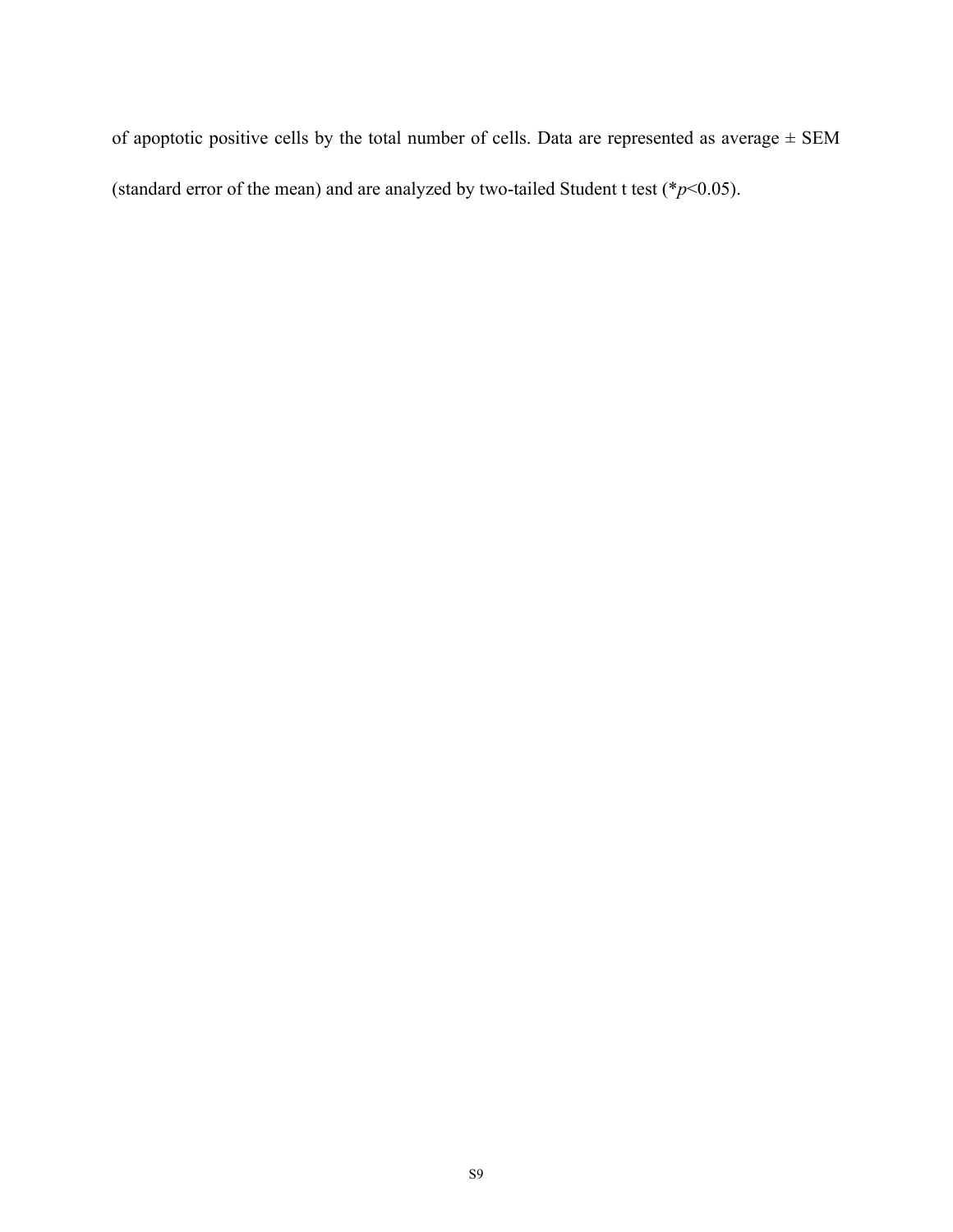of apoptotic positive cells by the total number of cells. Data are represented as average ± SEM (standard error of the mean) and are analyzed by two-tailed Student t test (**\****$p<0.05$).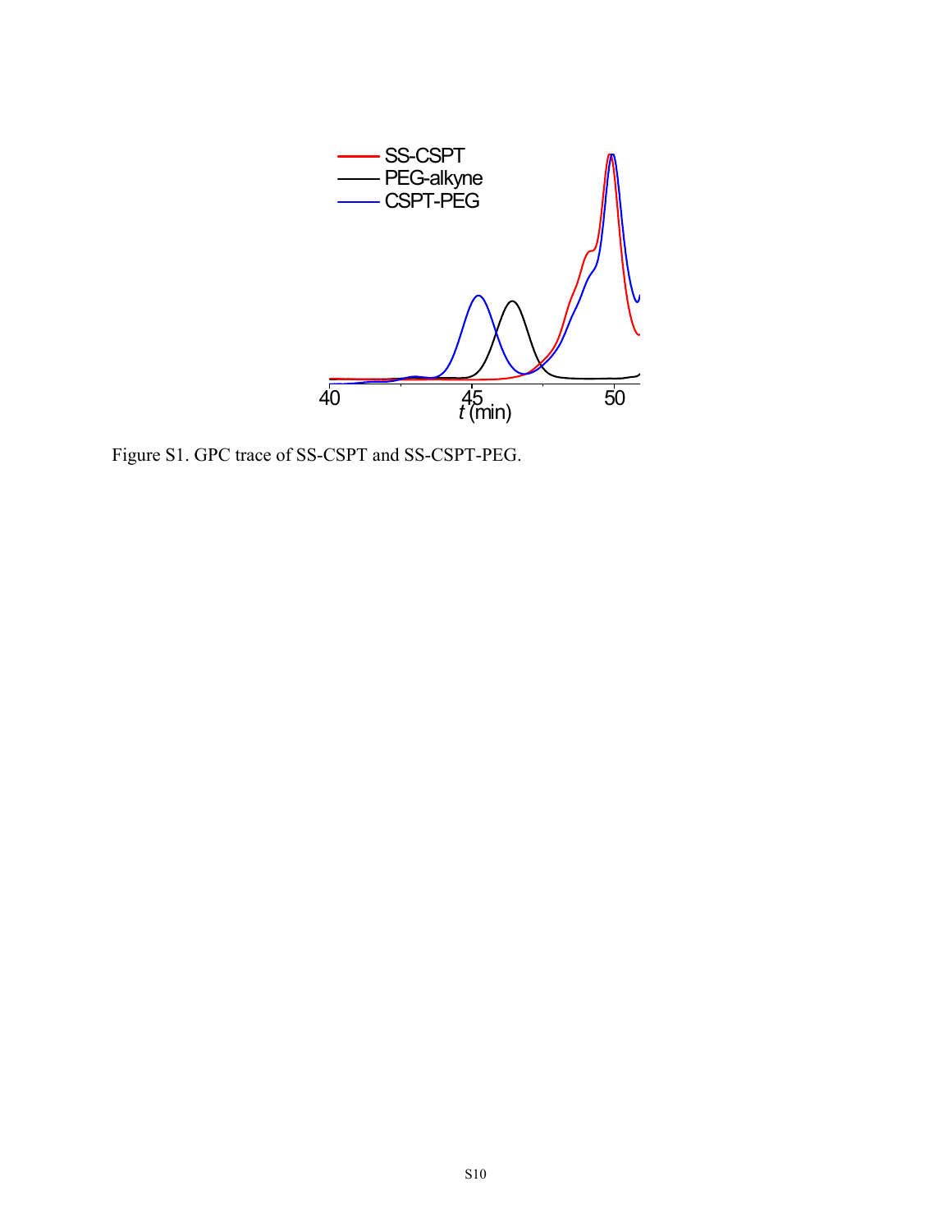Figure S1. GPC trace of SS-CSPT and SS-CSPT-PEG.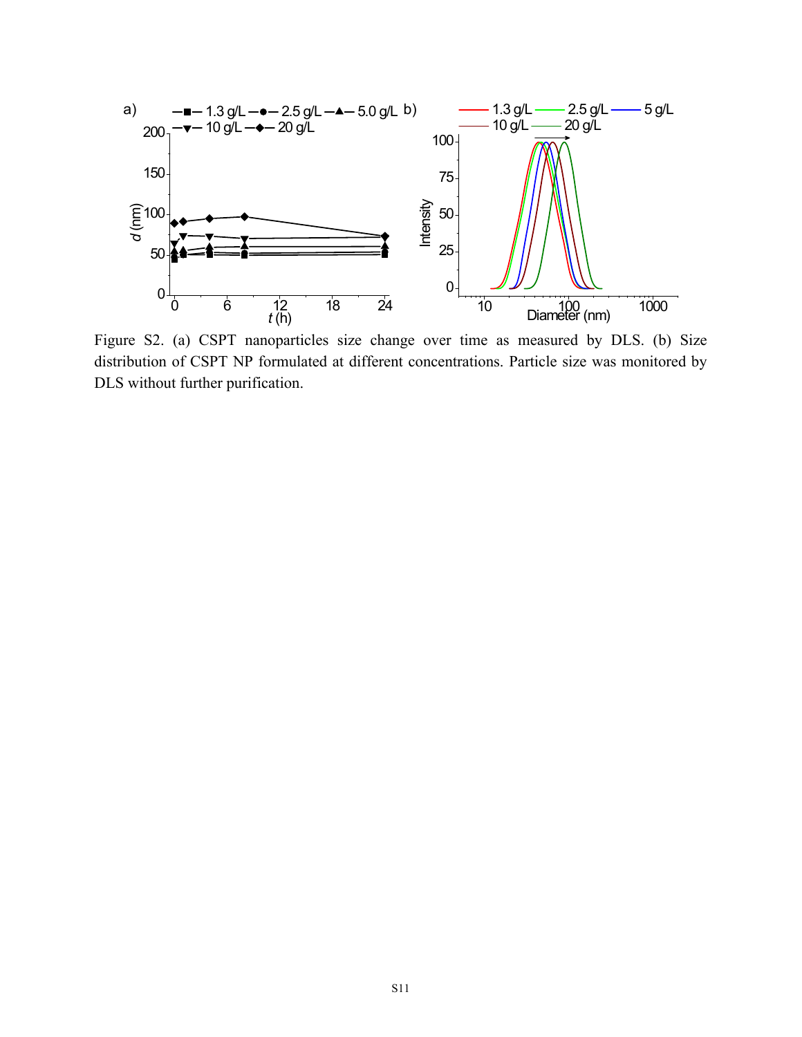Figure S2. (a) CSPT nanoparticles size change over time as measured by DLS. (b) Size distribution of CSPT NP formulated at different concentrations. Particle size was monitored by DLS without further purification.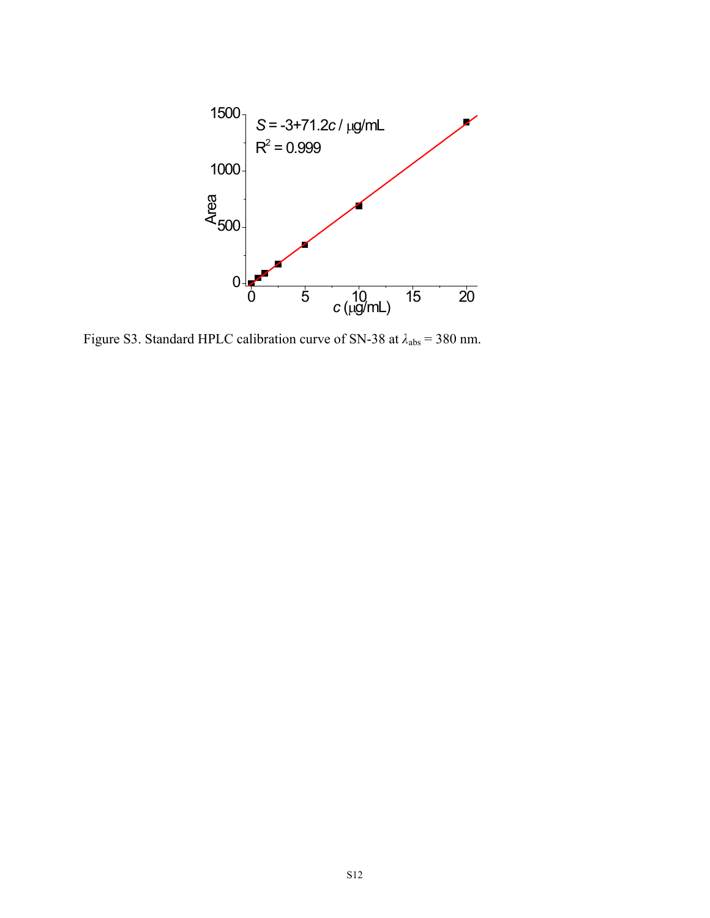Figure S3. Standard HPLC calibration curve of SN-38 at $\lambda_{abs}$ = 380 nm.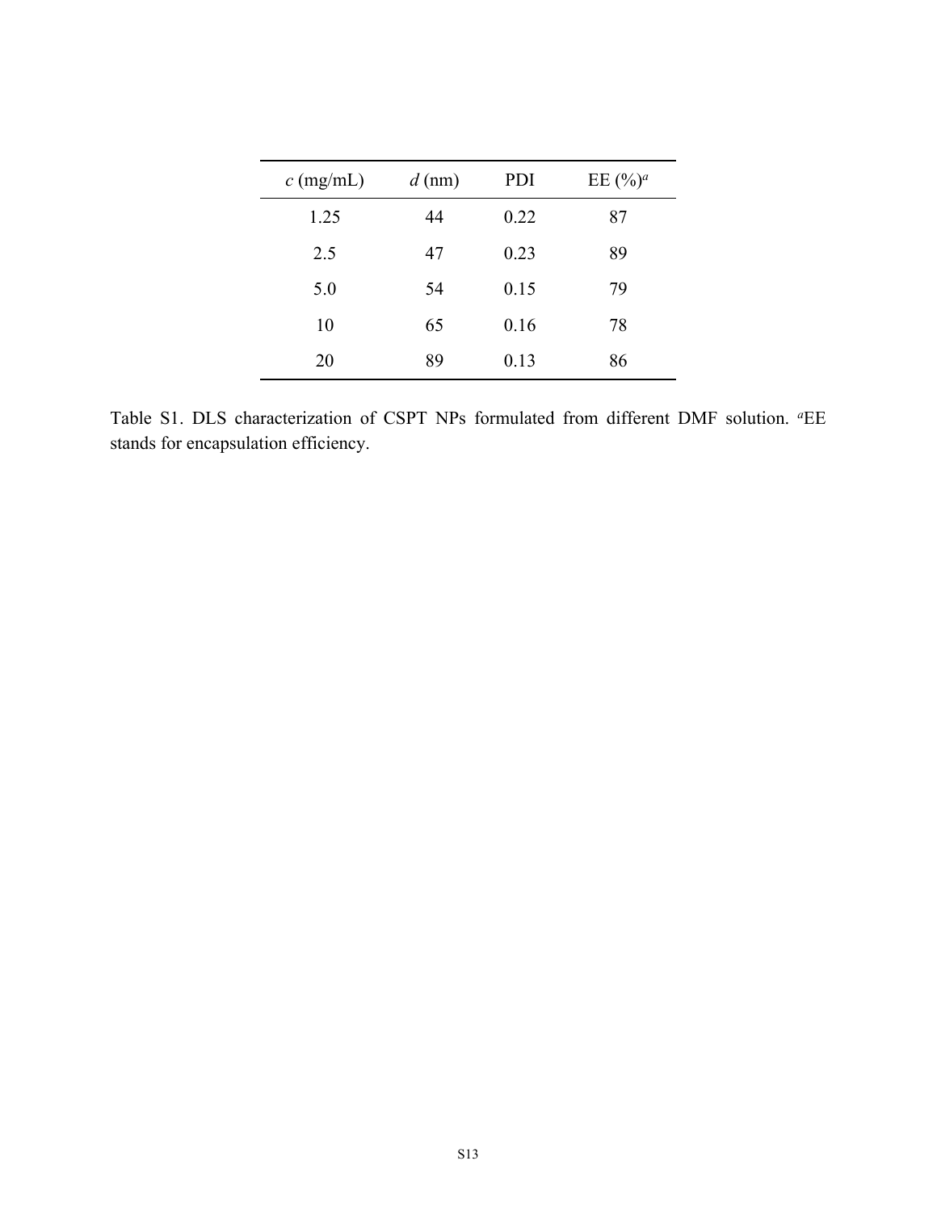| $c$ (mg/mL) | $d$ (nm) | PDI | EE (%)[a] |
|---|---|---|---|
| 1.25 | 44 | 0.22 | 87 |
| 2.5 | 47 | 0.23 | 89 |
| 5.0 | 54 | 0.15 | 79 |
| 10 | 65 | 0.16 | 78 |
| 20 | 89 | 0.13 | 86 |

Table S1. DLS characterization of CSPT NPs formulated from different DMF solution. [a]EE stands for encapsulation efficiency.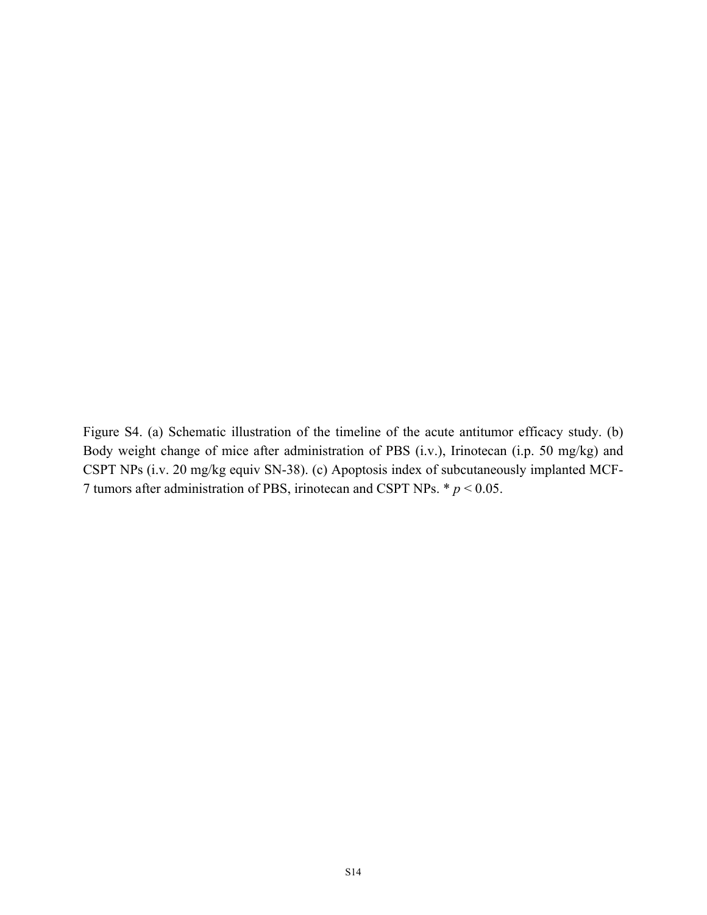Figure S4. (a) Schematic illustration of the timeline of the acute antitumor efficacy study. (b) Body weight change of mice after administration of PBS (i.v.), Irinotecan (i.p. 50 mg/kg) and CSPT NPs (i.v. 20 mg/kg equiv SN-38). (c) Apoptosis index of subcutaneously implanted MCF-7 tumors after administration of PBS, irinotecan and CSPT NPs. * $p < 0.05$.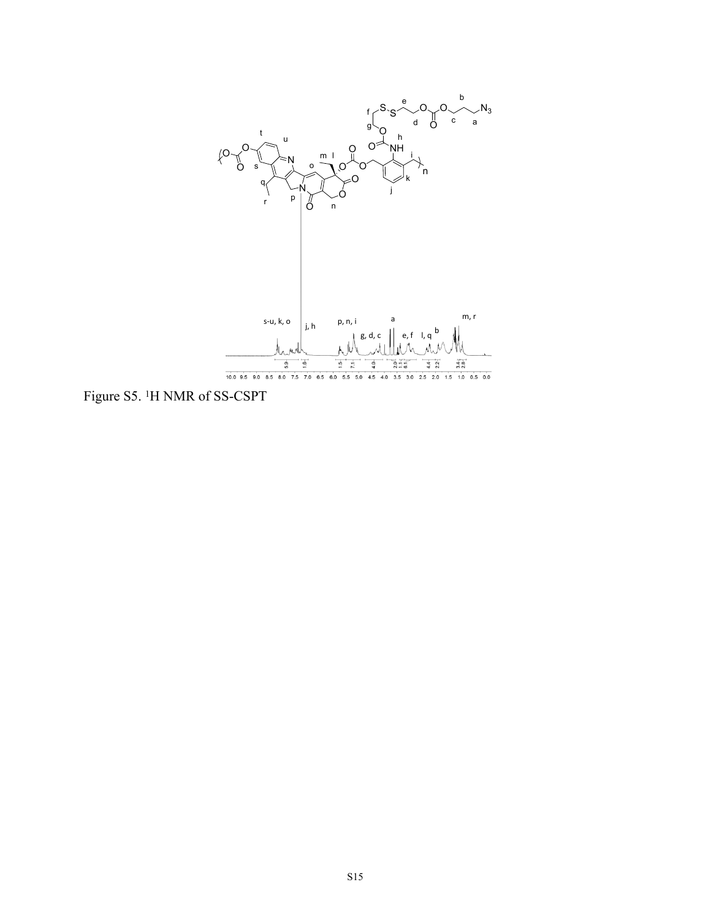Figure S5. [1]H NMR of SS-CSPT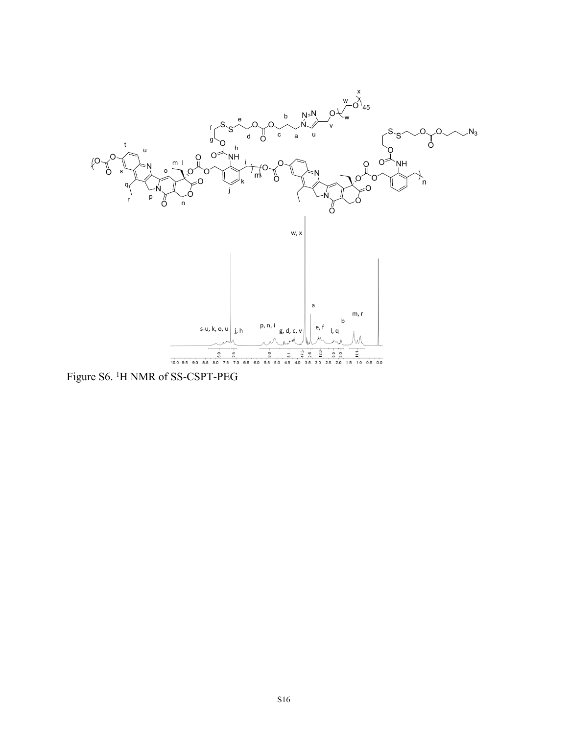Figure S6. $^{1}$H NMR of SS-CSPT-PEG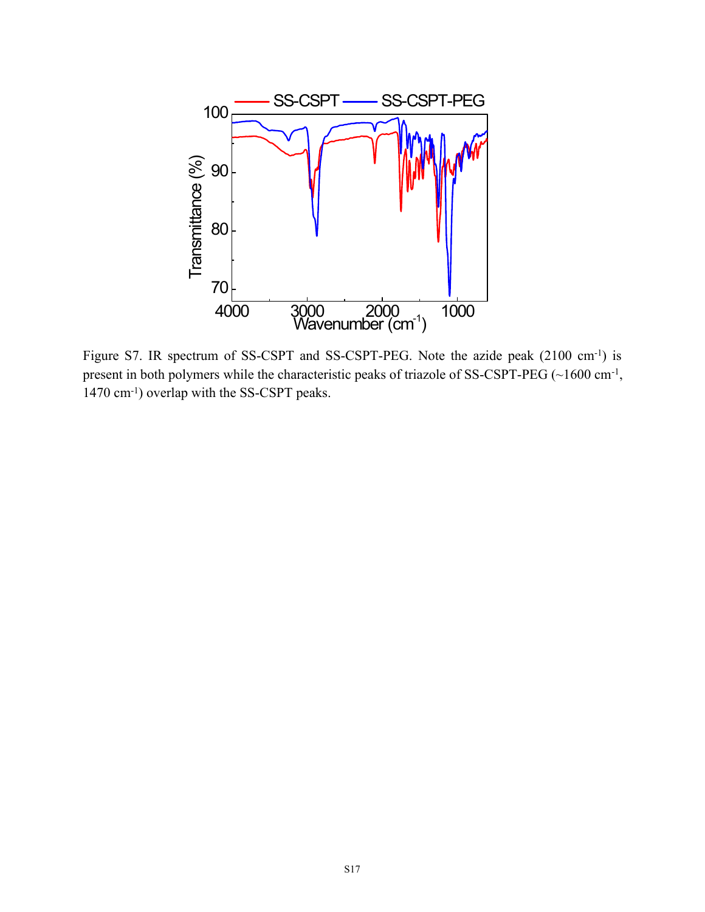Figure S7. IR spectrum of SS-CSPT and SS-CSPT-PEG. Note the azide peak (2100 $cm^{-1}$) is present in both polymers while the characteristic peaks of triazole of SS-CSPT-PEG (~1600 $cm^{-1}$, 1470 $cm^{-1}$) overlap with the SS-CSPT peaks.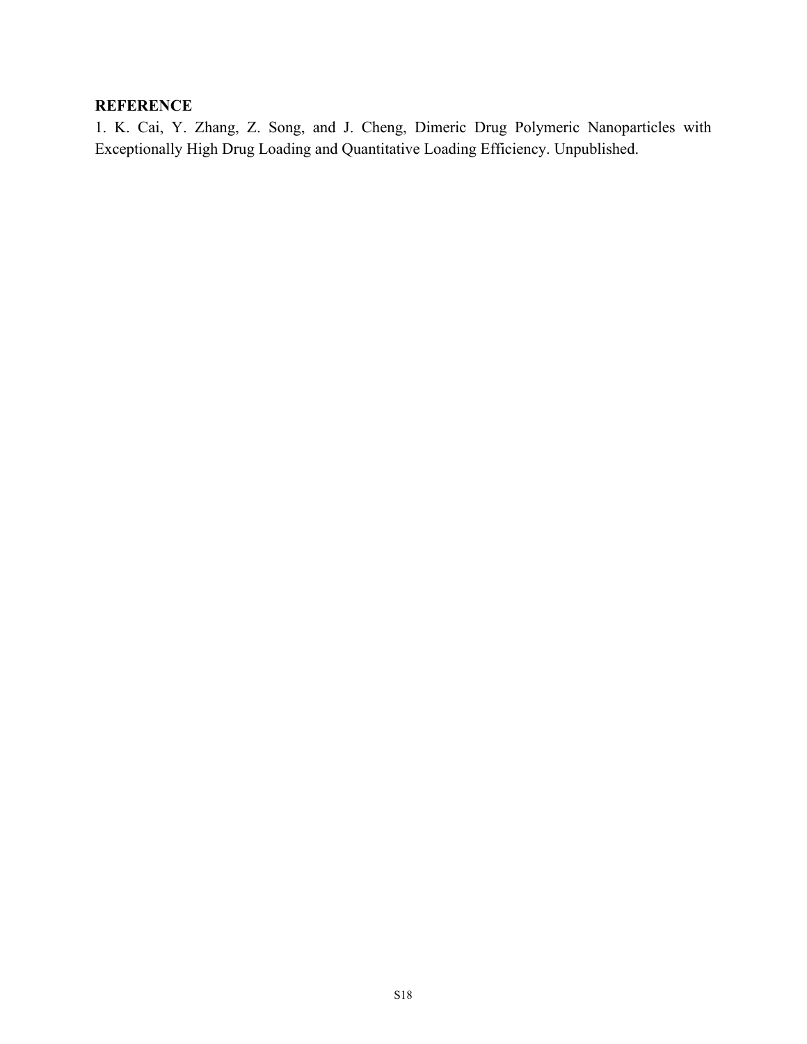## REFERENCE

1. K. Cai, Y. Zhang, Z. Song, and J. Cheng, Dimeric Drug Polymeric Nanoparticles with Exceptionally High Drug Loading and Quantitative Loading Efficiency. Unpublished.